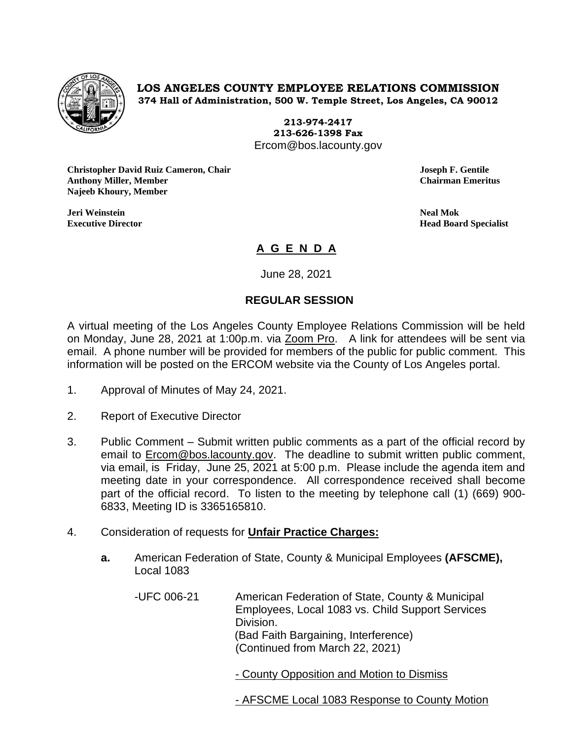**LOS ANGELES COUNTY EMPLOYEE RELATIONS COMMISSION**
**374 Hall of Administration, 500 W. Temple Street, Los Angeles, CA 90012**

**213-974-2417**
**213-626-1398 Fax**
Ercom@bos.lacounty.gov

**Christopher David Ruiz Cameron, Chair**
**Anthony Miller, Member**
**Najeeb Khoury, Member**

**Joseph F. Gentile**
**Chairman Emeritus**

**Jeri Weinstein**
**Executive Director**

**Neal Mok**
**Head Board Specialist**

# A G E N D A

June 28, 2021

## REGULAR SESSION

A virtual meeting of the Los Angeles County Employee Relations Commission will be held on Monday, June 28, 2021 at 1:00p.m. via Zoom Pro. A link for attendees will be sent via email. A phone number will be provided for members of the public for public comment. This information will be posted on the ERCOM website via the County of Los Angeles portal.

1. Approval of Minutes of May 24, 2021.

2. Report of Executive Director

3. Public Comment – Submit written public comments as a part of the official record by email to Ercom@bos.lacounty.gov. The deadline to submit written public comment, via email, is Friday, June 25, 2021 at 5:00 p.m. Please include the agenda item and meeting date in your correspondence. All correspondence received shall become part of the official record. To listen to the meeting by telephone call (1) (669) 900-6833, Meeting ID is 3365165810.

4. Consideration of requests for **Unfair Practice Charges:**

   **a.** American Federation of State, County & Municipal Employees **(AFSCME),** Local 1083

   -UFC 006-21 American Federation of State, County & Municipal Employees, Local 1083 vs. Child Support Services Division.
   (Bad Faith Bargaining, Interference)
   (Continued from March 22, 2021)

   - County Opposition and Motion to Dismiss

   - AFSCME Local 1083 Response to County Motion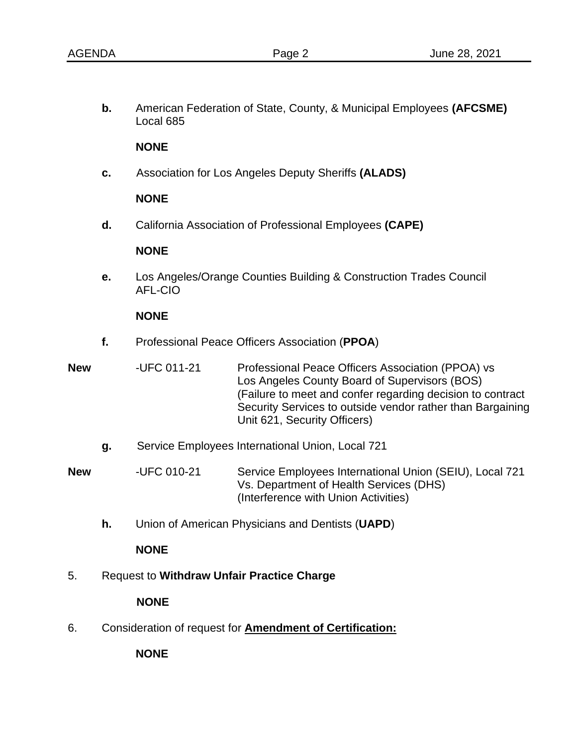**b.** American Federation of State, County, & Municipal Employees **(AFCSME)** Local 685

**NONE**

**c.** Association for Los Angeles Deputy Sheriffs **(ALADS)**

**NONE**

**d.** California Association of Professional Employees **(CAPE)**

**NONE**

**e.** Los Angeles/Orange Counties Building & Construction Trades Council AFL-CIO

**NONE**

**f.** Professional Peace Officers Association (**PPOA**)

**New** -UFC 011-21 Professional Peace Officers Association (PPOA) vs Los Angeles County Board of Supervisors (BOS) (Failure to meet and confer regarding decision to contract Security Services to outside vendor rather than Bargaining Unit 621, Security Officers)

**g.** Service Employees International Union, Local 721

**New** -UFC 010-21 Service Employees International Union (SEIU), Local 721 Vs. Department of Health Services (DHS) (Interference with Union Activities)

**h.** Union of American Physicians and Dentists (**UAPD**)

**NONE**

5. Request to **Withdraw Unfair Practice Charge**

**NONE**

6. Consideration of request for **<u>Amendment of Certification:</u>**

**NONE**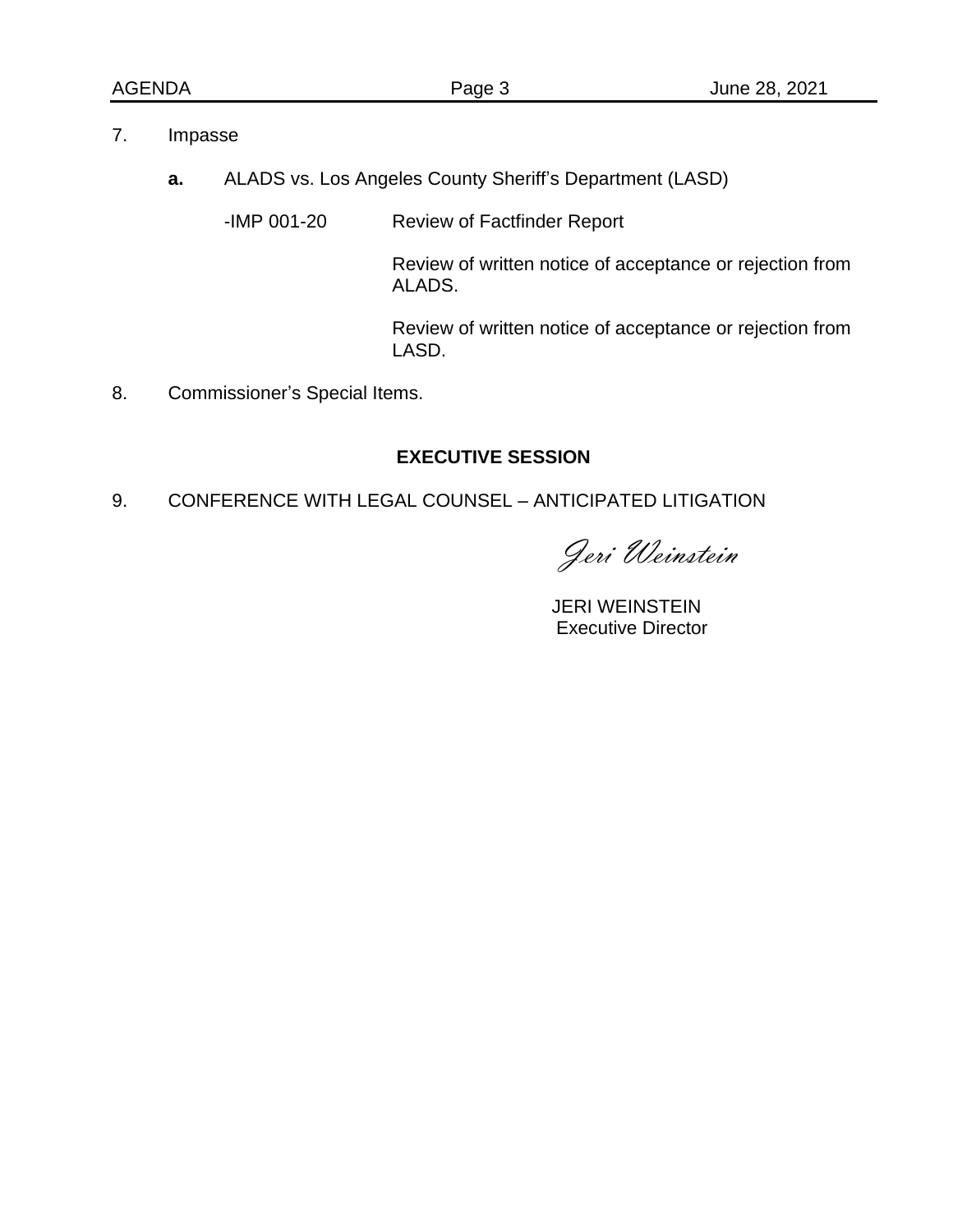7. Impasse

   **a.** ALADS vs. Los Angeles County Sheriff's Department (LASD)

   -IMP 001-20 Review of Factfinder Report

   Review of written notice of acceptance or rejection from ALADS.

   Review of written notice of acceptance or rejection from LASD.

8. Commissioner's Special Items.

**EXECUTIVE SESSION**

9. CONFERENCE WITH LEGAL COUNSEL – ANTICIPATED LITIGATION

*Jeri Weinstein*

JERI WEINSTEIN
Executive Director